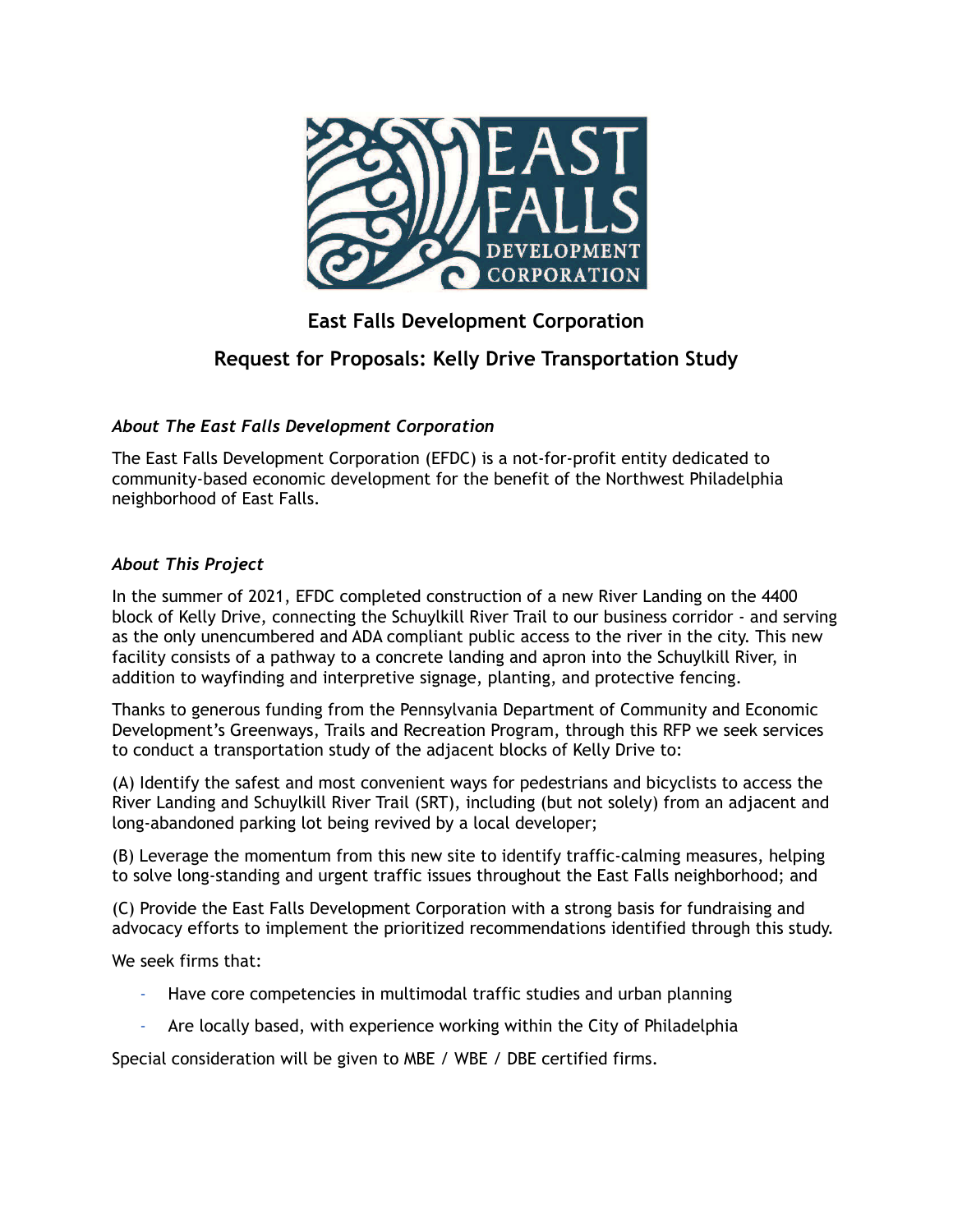# East Falls Development Corporation

## Request for Proposals: Kelly Drive Transportation Study

### *About The East Falls Development Corporation*

The East Falls Development Corporation (EFDC) is a not-for-profit entity dedicated to community-based economic development for the benefit of the Northwest Philadelphia neighborhood of East Falls.

### *About This Project*

In the summer of 2021, EFDC completed construction of a new River Landing on the 4400 block of Kelly Drive, connecting the Schuylkill River Trail to our business corridor - and serving as the only unencumbered and ADA compliant public access to the river in the city. This new facility consists of a pathway to a concrete landing and apron into the Schuylkill River, in addition to wayfinding and interpretive signage, planting, and protective fencing.

Thanks to generous funding from the Pennsylvania Department of Community and Economic Development's Greenways, Trails and Recreation Program, through this RFP we seek services to conduct a transportation study of the adjacent blocks of Kelly Drive to:

(A) Identify the safest and most convenient ways for pedestrians and bicyclists to access the River Landing and Schuylkill River Trail (SRT), including (but not solely) from an adjacent and long-abandoned parking lot being revived by a local developer;

(B) Leverage the momentum from this new site to identify traffic-calming measures, helping to solve long-standing and urgent traffic issues throughout the East Falls neighborhood; and

(C) Provide the East Falls Development Corporation with a strong basis for fundraising and advocacy efforts to implement the prioritized recommendations identified through this study.

We seek firms that:

- Have core competencies in multimodal traffic studies and urban planning
- Are locally based, with experience working within the City of Philadelphia

Special consideration will be given to MBE / WBE / DBE certified firms.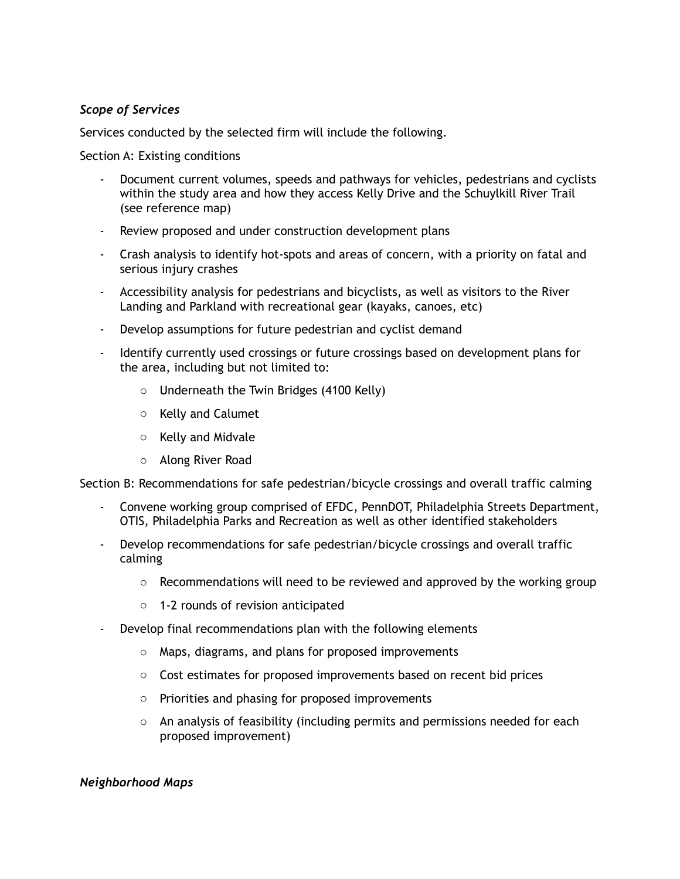### *Scope of Services*

Services conducted by the selected firm will include the following.

Section A: Existing conditions

- Document current volumes, speeds and pathways for vehicles, pedestrians and cyclists within the study area and how they access Kelly Drive and the Schuylkill River Trail (see reference map)
- Review proposed and under construction development plans
- Crash analysis to identify hot-spots and areas of concern, with a priority on fatal and serious injury crashes
- Accessibility analysis for pedestrians and bicyclists, as well as visitors to the River Landing and Parkland with recreational gear (kayaks, canoes, etc)
- Develop assumptions for future pedestrian and cyclist demand
- Identify currently used crossings or future crossings based on development plans for the area, including but not limited to:
    - Underneath the Twin Bridges (4100 Kelly)
    - Kelly and Calumet
    - Kelly and Midvale
    - Along River Road

Section B: Recommendations for safe pedestrian/bicycle crossings and overall traffic calming

- Convene working group comprised of EFDC, PennDOT, Philadelphia Streets Department, OTIS, Philadelphia Parks and Recreation as well as other identified stakeholders
- Develop recommendations for safe pedestrian/bicycle crossings and overall traffic calming
    - Recommendations will need to be reviewed and approved by the working group
    - 1-2 rounds of revision anticipated
- Develop final recommendations plan with the following elements
    - Maps, diagrams, and plans for proposed improvements
    - Cost estimates for proposed improvements based on recent bid prices
    - Priorities and phasing for proposed improvements
    - An analysis of feasibility (including permits and permissions needed for each proposed improvement)

### *Neighborhood Maps*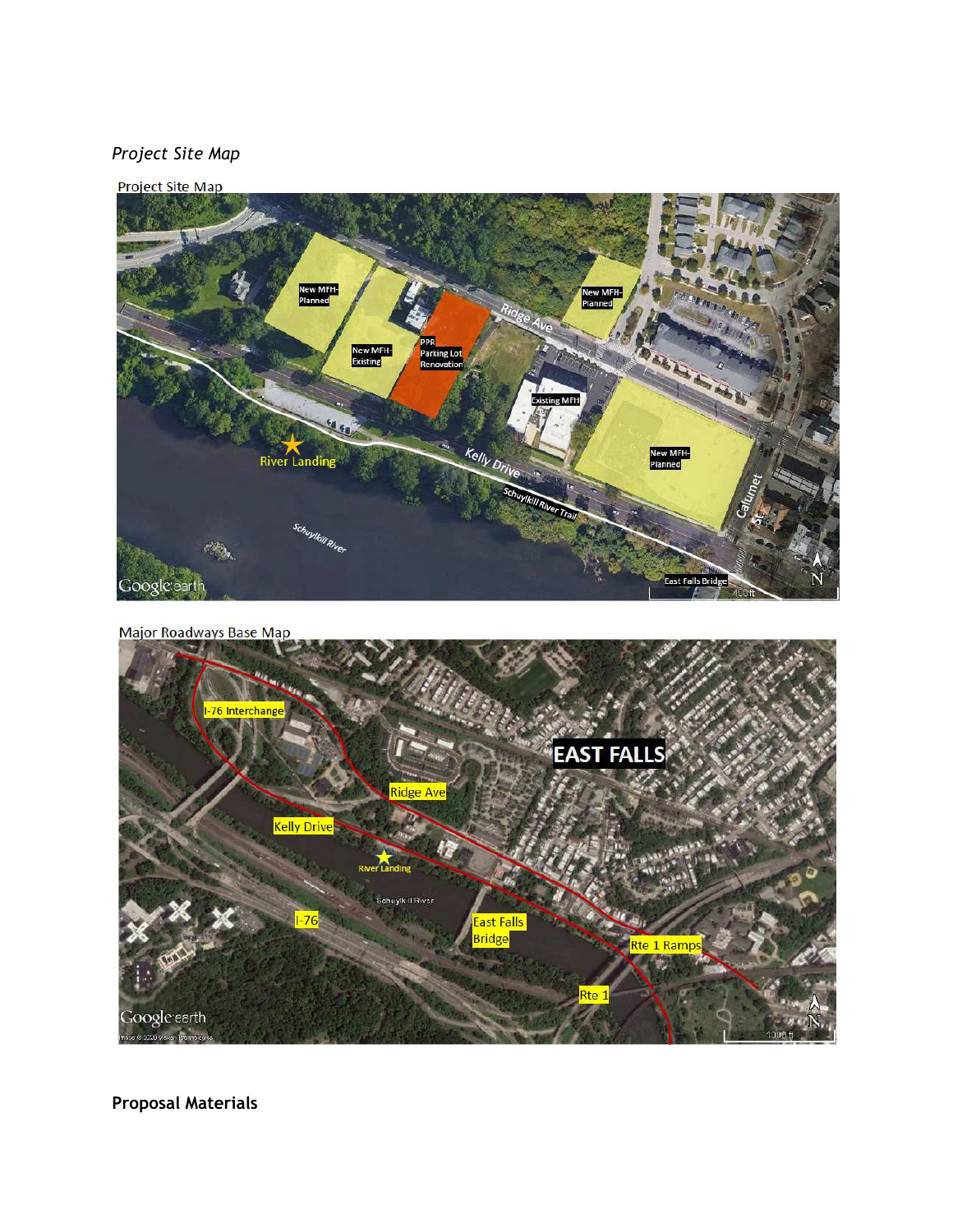*Project Site Map*

Project Site Map

Major Roadways Base Map

**Proposal Materials**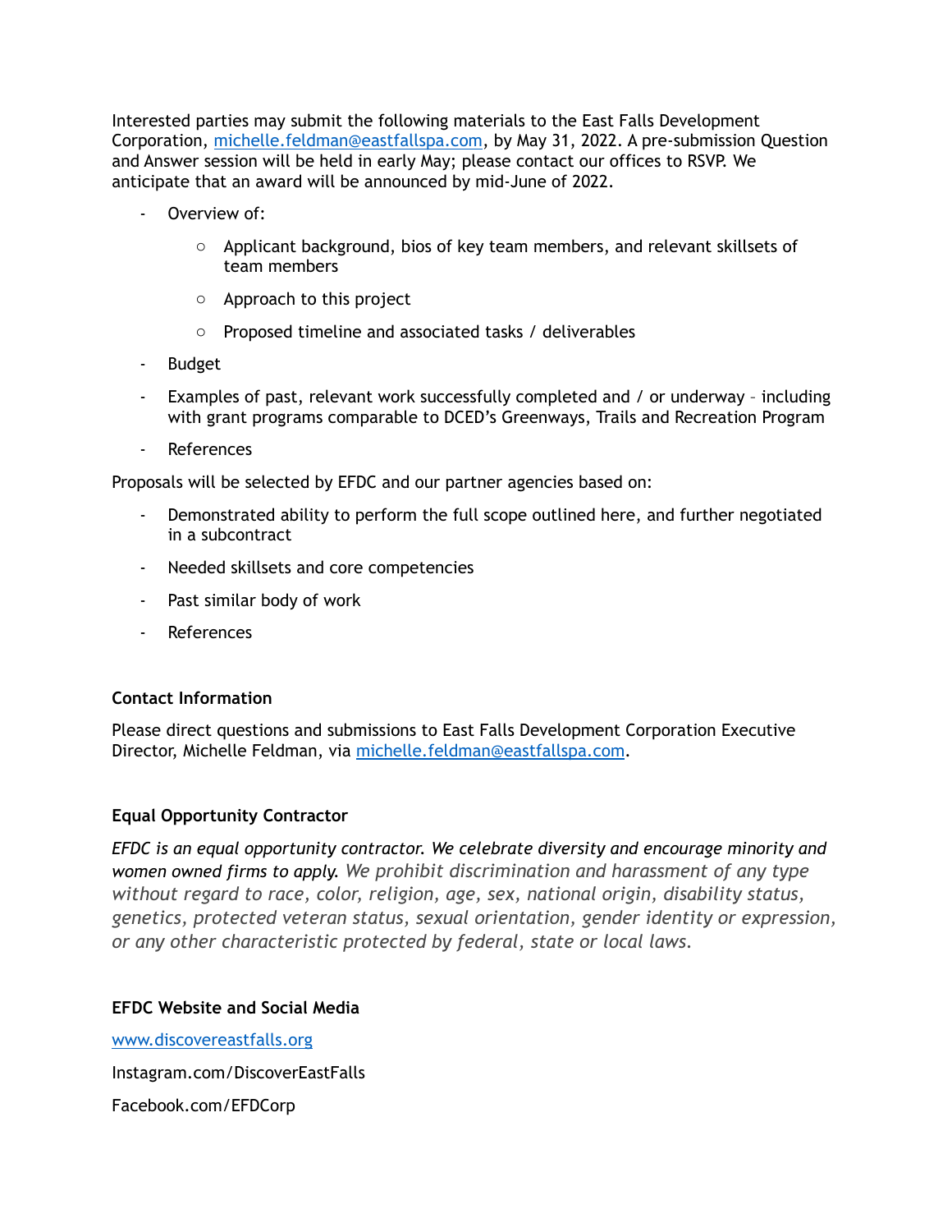Interested parties may submit the following materials to the East Falls Development Corporation, [michelle.feldman@eastfallspa.com](mailto:michelle.feldman@eastfallspa.com), by May 31, 2022. A pre-submission Question and Answer session will be held in early May; please contact our offices to RSVP. We anticipate that an award will be announced by mid-June of 2022.

- Overview of:
  - Applicant background, bios of key team members, and relevant skillsets of team members
  - Approach to this project
  - Proposed timeline and associated tasks / deliverables
- Budget
- Examples of past, relevant work successfully completed and / or underway – including with grant programs comparable to DCED's Greenways, Trails and Recreation Program
- References

Proposals will be selected by EFDC and our partner agencies based on:

- Demonstrated ability to perform the full scope outlined here, and further negotiated in a subcontract
- Needed skillsets and core competencies
- Past similar body of work
- References

**Contact Information**

Please direct questions and submissions to East Falls Development Corporation Executive Director, Michelle Feldman, via [michelle.feldman@eastfallspa.com](mailto:michelle.feldman@eastfallspa.com).

**Equal Opportunity Contractor**

*EFDC is an equal opportunity contractor. We celebrate diversity and encourage minority and women owned firms to apply. We prohibit discrimination and harassment of any type without regard to race, color, religion, age, sex, national origin, disability status, genetics, protected veteran status, sexual orientation, gender identity or expression, or any other characteristic protected by federal, state or local laws.*

**EFDC Website and Social Media**

[www.discovereastfalls.org](http://www.discovereastfalls.org)

Instagram.com/DiscoverEastFalls

Facebook.com/EFDCorp